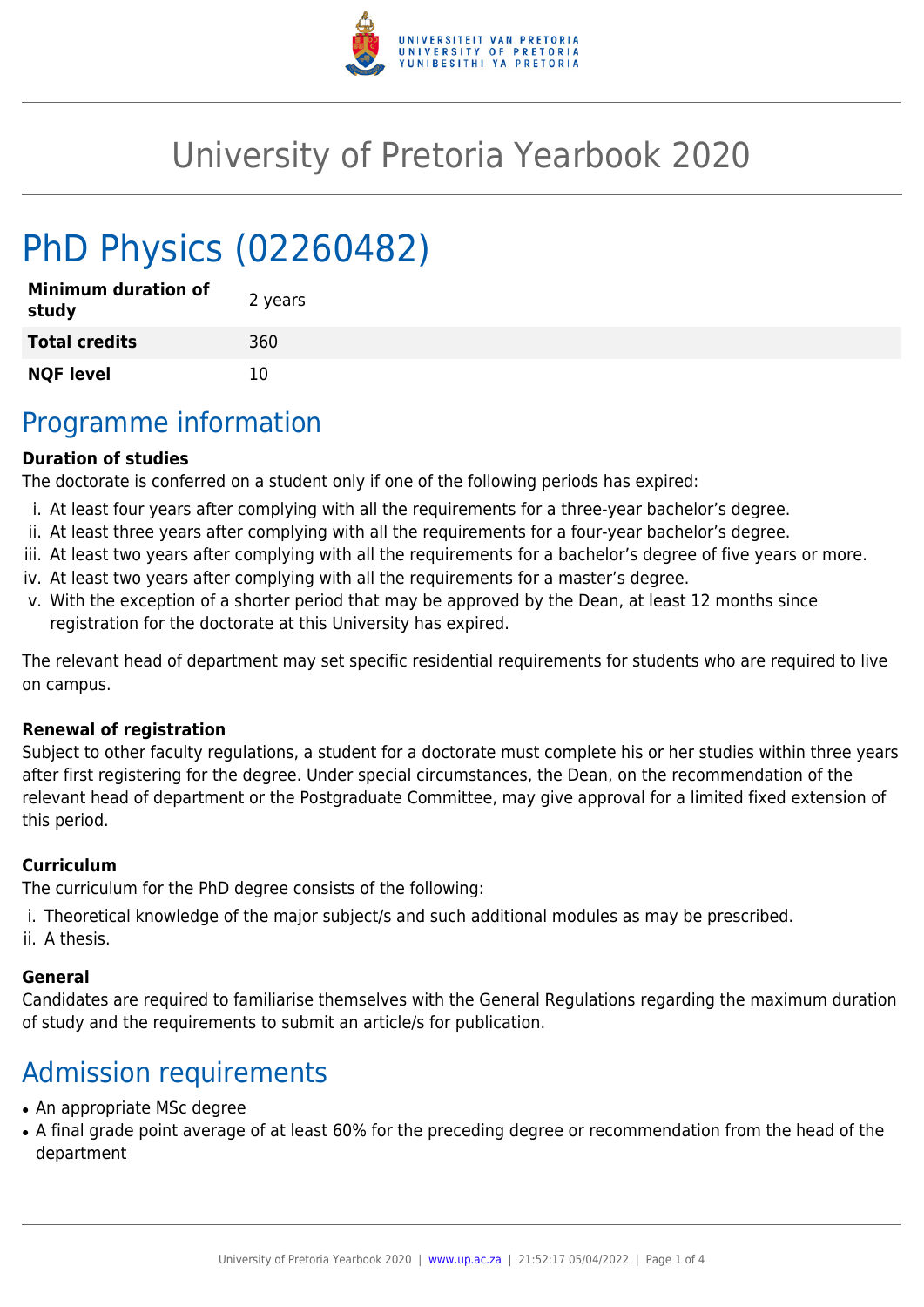# University of Pretoria Yearbook 2020

# PhD Physics (02260482)

| Minimum duration of study | 2 years |
|---|---|
| **Total credits** | 360 |
| **NQF level** | 10 |

## Programme information

**Duration of studies**

The doctorate is conferred on a student only if one of the following periods has expired:

i. At least four years after complying with all the requirements for a three-year bachelor's degree.
ii. At least three years after complying with all the requirements for a four-year bachelor's degree.
iii. At least two years after complying with all the requirements for a bachelor's degree of five years or more.
iv. At least two years after complying with all the requirements for a master's degree.
v. With the exception of a shorter period that may be approved by the Dean, at least 12 months since registration for the doctorate at this University has expired.

The relevant head of department may set specific residential requirements for students who are required to live on campus.

**Renewal of registration**

Subject to other faculty regulations, a student for a doctorate must complete his or her studies within three years after first registering for the degree. Under special circumstances, the Dean, on the recommendation of the relevant head of department or the Postgraduate Committee, may give approval for a limited fixed extension of this period.

**Curriculum**

The curriculum for the PhD degree consists of the following:

i. Theoretical knowledge of the major subject/s and such additional modules as may be prescribed.
ii. A thesis.

**General**

Candidates are required to familiarise themselves with the General Regulations regarding the maximum duration of study and the requirements to submit an article/s for publication.

## Admission requirements

- An appropriate MSc degree
- A final grade point average of at least 60% for the preceding degree or recommendation from the head of the department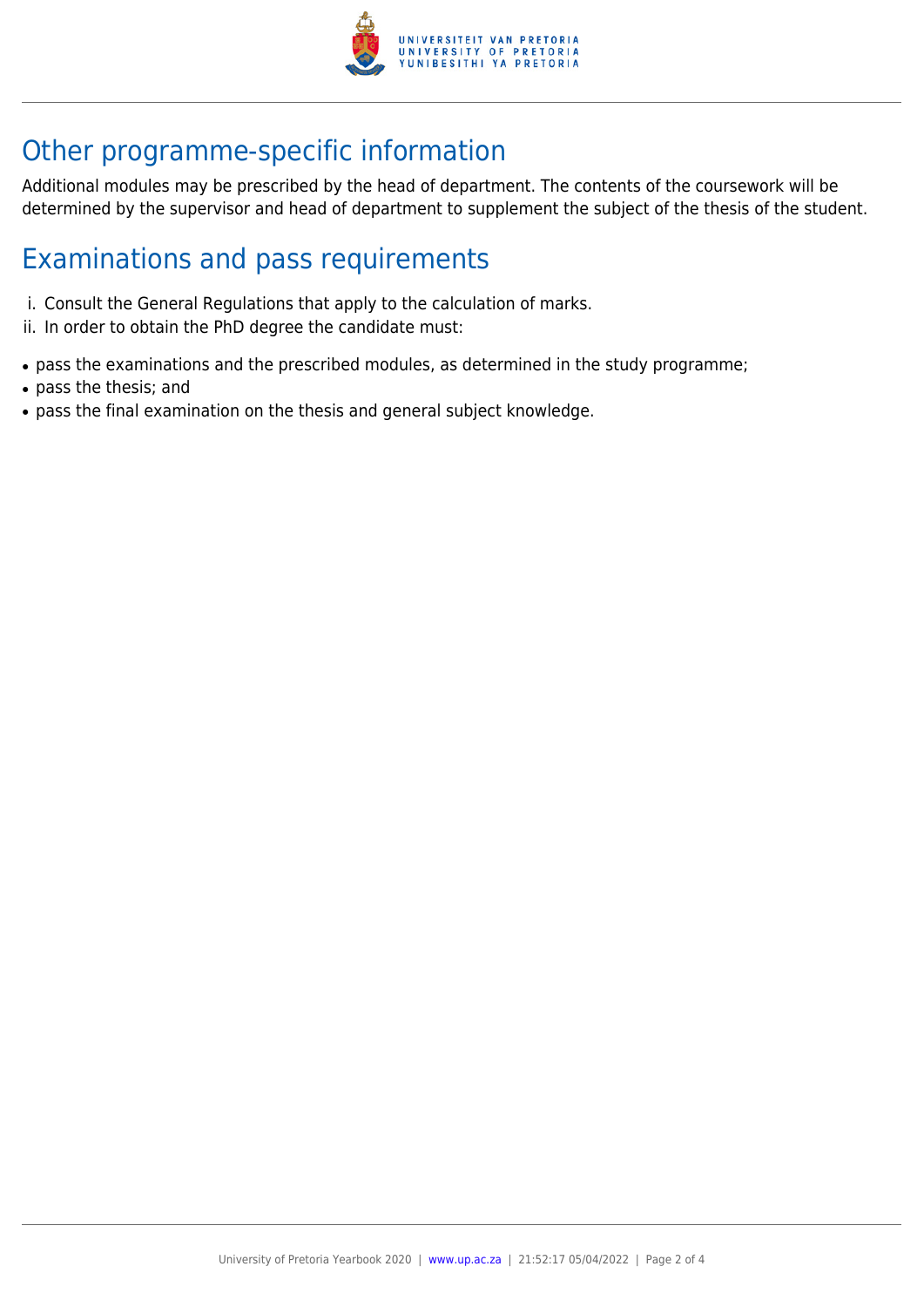## Other programme-specific information

Additional modules may be prescribed by the head of department. The contents of the coursework will be determined by the supervisor and head of department to supplement the subject of the thesis of the student.

## Examinations and pass requirements

i. Consult the General Regulations that apply to the calculation of marks.
ii. In order to obtain the PhD degree the candidate must:

- pass the examinations and the prescribed modules, as determined in the study programme;
- pass the thesis; and
- pass the final examination on the thesis and general subject knowledge.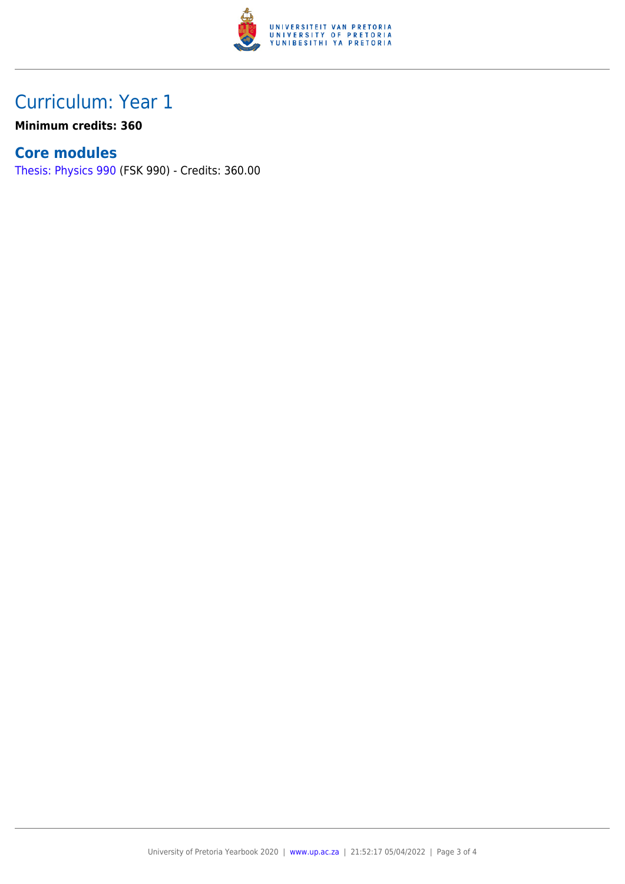## Curriculum: Year 1

**Minimum credits: 360**

### Core modules

Thesis: Physics 990 (FSK 990) - Credits: 360.00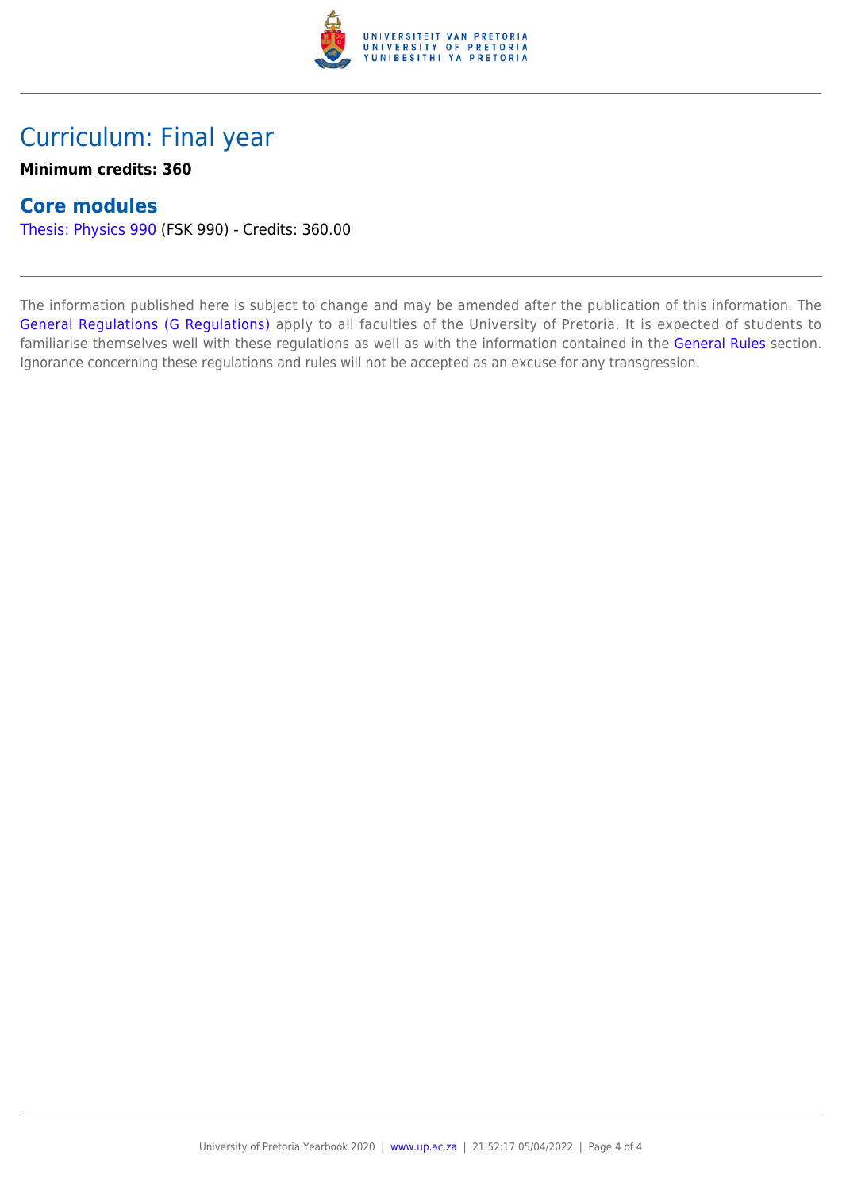# Curriculum: Final year

**Minimum credits: 360**

## Core modules

Thesis: Physics 990 (FSK 990) - Credits: 360.00

The information published here is subject to change and may be amended after the publication of this information. The General Regulations (G Regulations) apply to all faculties of the University of Pretoria. It is expected of students to familiarise themselves well with these regulations as well as with the information contained in the General Rules section. Ignorance concerning these regulations and rules will not be accepted as an excuse for any transgression.